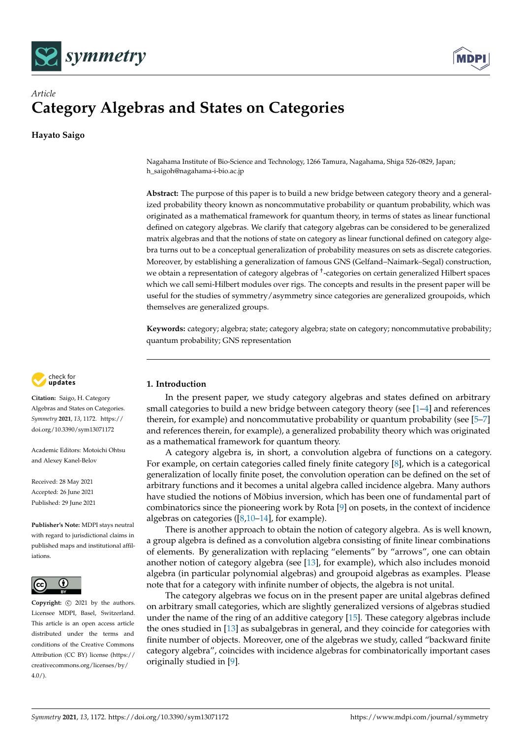*Article*

# Category Algebras and States on Categories

**Hayato Saigo**

Nagahama Institute of Bio-Science and Technology, 1266 Tamura, Nagahama, Shiga 526-0829, Japan; h_saigoh@nagahama-i-bio.ac.jp

**Abstract:** The purpose of this paper is to build a new bridge between category theory and a generalized probability theory known as noncommutative probability or quantum probability, which was originated as a mathematical framework for quantum theory, in terms of states as linear functional defined on category algebras. We clarify that category algebras can be considered to be generalized matrix algebras and that the notions of state on category as linear functional defined on category algebra turns out to be a conceptual generalization of probability measures on sets as discrete categories. Moreover, by establishing a generalization of famous GNS (Gelfand–Naimark–Segal) construction, we obtain a representation of category algebras of $^{\dagger}$-categories on certain generalized Hilbert spaces which we call semi-Hilbert modules over rigs. The concepts and results in the present paper will be useful for the studies of symmetry/asymmetry since categories are generalized groupoids, which themselves are generalized groups.

**Keywords:** category; algebra; state; category algebra; state on category; noncommutative probability; quantum probability; GNS representation

**Citation:** Saigo, H. Category Algebras and States on Categories. *Symmetry* **2021**, *13*, 1172. https://doi.org/10.3390/sym13071172

Academic Editors: Motoichi Ohtsu and Alexey Kanel-Belov

Received: 28 May 2021
Accepted: 26 June 2021
Published: 29 June 2021

**Publisher's Note:** MDPI stays neutral with regard to jurisdictional claims in published maps and institutional affiliations.

**Copyright:** © 2021 by the authors. Licensee MDPI, Basel, Switzerland. This article is an open access article distributed under the terms and conditions of the Creative Commons Attribution (CC BY) license (https://creativecommons.org/licenses/by/4.0/).

## 1. Introduction

In the present paper, we study category algebras and states defined on arbitrary small categories to build a new bridge between category theory (see [1–4] and references therein, for example) and noncommutative probability or quantum probability (see [5–7] and references therein, for example), a generalized probability theory which was originated as a mathematical framework for quantum theory.

A category algebra is, in short, a convolution algebra of functions on a category. For example, on certain categories called finely finite category [8], which is a categorical generalization of locally finite poset, the convolution operation can be defined on the set of arbitrary functions and it becomes a unital algebra called incidence algebra. Many authors have studied the notions of Möbius inversion, which has been one of fundamental part of combinatorics since the pioneering work by Rota [9] on posets, in the context of incidence algebras on categories ([8,10–14], for example).

There is another approach to obtain the notion of category algebra. As is well known, a group algebra is defined as a convolution algebra consisting of finite linear combinations of elements. By generalization with replacing "elements" by "arrows", one can obtain another notion of category algebra (see [13], for example), which also includes monoid algebra (in particular polynomial algebras) and groupoid algebras as examples. Please note that for a category with infinite number of objects, the algebra is not unital.

The category algebras we focus on in the present paper are unital algebras defined on arbitrary small categories, which are slightly generalized versions of algebras studied under the name of the ring of an additive category [15]. These category algebras include the ones studied in [13] as subalgebras in general, and they coincide for categories with finite number of objects. Moreover, one of the algebras we study, called "backward finite category algebra", coincides with incidence algebras for combinatorically important cases originally studied in [9].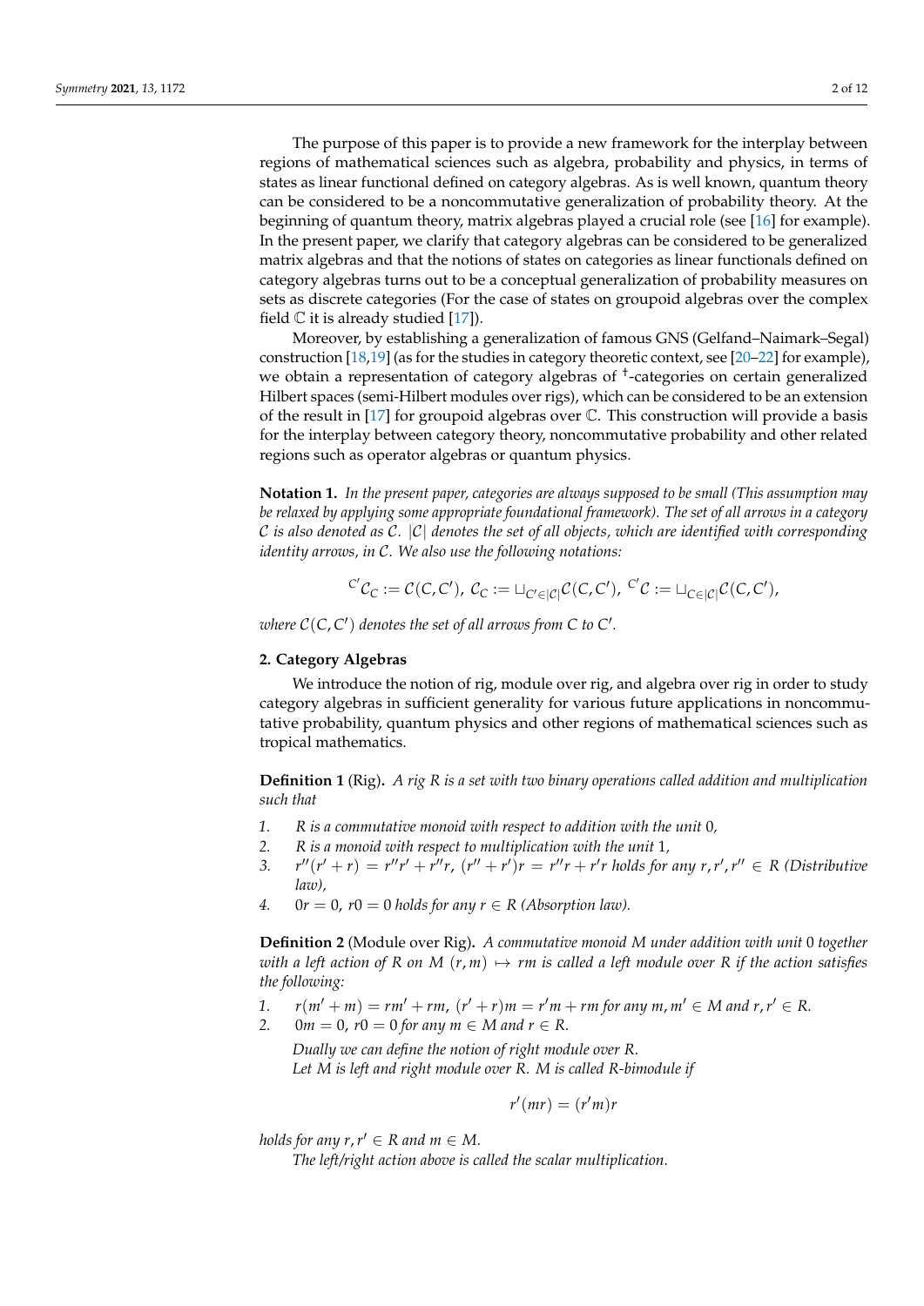The purpose of this paper is to provide a new framework for the interplay between regions of mathematical sciences such as algebra, probability and physics, in terms of states as linear functional defined on category algebras. As is well known, quantum theory can be considered to be a noncommutative generalization of probability theory. At the beginning of quantum theory, matrix algebras played a crucial role (see [16] for example). In the present paper, we clarify that category algebras can be considered to be generalized matrix algebras and that the notions of states on categories as linear functionals defined on category algebras turns out to be a conceptual generalization of probability measures on sets as discrete categories (For the case of states on groupoid algebras over the complex field $\mathbb{C}$ it is already studied [17]).

Moreover, by establishing a generalization of famous GNS (Gelfand–Naimark–Segal) construction [18,19] (as for the studies in category theoretic context, see [20–22] for example), we obtain a representation of category algebras of $^\dagger$-categories on certain generalized Hilbert spaces (semi-Hilbert modules over rigs), which can be considered to be an extension of the result in [17] for groupoid algebras over $\mathbb{C}$. This construction will provide a basis for the interplay between category theory, noncommutative probability and other related regions such as operator algebras or quantum physics.

**Notation 1.** *In the present paper, categories are always supposed to be small (This assumption may be relaxed by applying some appropriate foundational framework). The set of all arrows in a category $\mathcal{C}$ is also denoted as $\mathcal{C}$. $|\mathcal{C}|$ denotes the set of all objects, which are identified with corresponding identity arrows, in $\mathcal{C}$. We also use the following notations:*

$$^{C'}\mathcal{C}_C := \mathcal{C}(C, C'),\ \mathcal{C}_C := \sqcup_{C' \in |\mathcal{C}|}\mathcal{C}(C, C'),\ ^{C'}\mathcal{C} := \sqcup_{C \in |\mathcal{C}|}\mathcal{C}(C, C'),$$

*where $\mathcal{C}(C, C')$ denotes the set of all arrows from $C$ to $C'$.*

## 2. Category Algebras

We introduce the notion of rig, module over rig, and algebra over rig in order to study category algebras in sufficient generality for various future applications in noncommutative probability, quantum physics and other regions of mathematical sciences such as tropical mathematics.

**Definition 1** (Rig)**.** *A rig $R$ is a set with two binary operations called addition and multiplication such that*

1. *$R$ is a commutative monoid with respect to addition with the unit $0$,*
2. *$R$ is a monoid with respect to multiplication with the unit $1$,*
3. *$r''(r' + r) = r''r' + r''r$, $(r'' + r')r = r''r + r'r$ holds for any $r, r', r'' \in R$ (Distributive law),*
4. *$0r = 0$, $r0 = 0$ holds for any $r \in R$ (Absorption law).*

**Definition 2** (Module over Rig)**.** *A commutative monoid $M$ under addition with unit $0$ together with a left action of $R$ on $M$ $(r, m) \mapsto rm$ is called a left module over $R$ if the action satisfies the following:*

1. *$r(m' + m) = rm' + rm$, $(r' + r)m = r'm + rm$ for any $m, m' \in M$ and $r, r' \in R$.*
2. *$0m = 0$, $r0 = 0$ for any $m \in M$ and $r \in R$.*

*Dually we can define the notion of right module over $R$.*

*Let $M$ is left and right module over $R$. $M$ is called $R$-bimodule if*

$$r'(mr) = (r'm)r$$

*holds for any $r, r' \in R$ and $m \in M$.*

*The left/right action above is called the scalar multiplication.*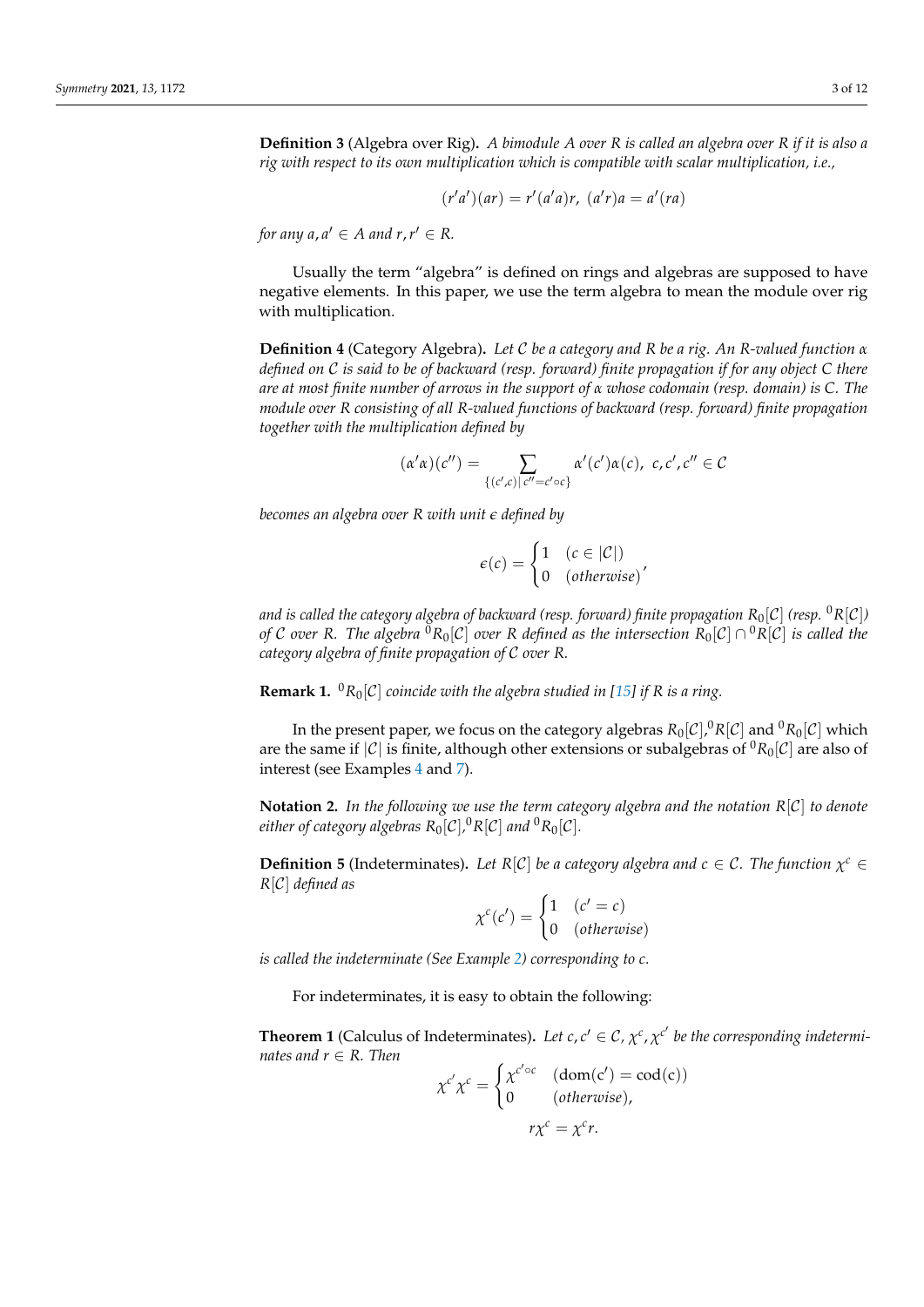**Definition 3** (Algebra over Rig)**.** *A bimodule $A$ over $R$ is called an algebra over $R$ if it is also a rig with respect to its own multiplication which is compatible with scalar multiplication, i.e.,*

$$(r'a')(ar) = r'(a'a)r, \; (a'r)a = a'(ra)$$

*for any $a, a' \in A$ and $r, r' \in R$.*

Usually the term "algebra" is defined on rings and algebras are supposed to have negative elements. In this paper, we use the term algebra to mean the module over rig with multiplication.

**Definition 4** (Category Algebra)**.** *Let $\mathcal{C}$ be a category and $R$ be a rig. An $R$-valued function $\alpha$ defined on $\mathcal{C}$ is said to be of backward (resp. forward) finite propagation if for any object $C$ there are at most finite number of arrows in the support of $\alpha$ whose codomain (resp. domain) is $C$. The module over $R$ consisting of all $R$-valued functions of backward (resp. forward) finite propagation together with the multiplication defined by*

$$(\alpha'\alpha)(c'') = \sum_{\{(c',c)\,|\, c''=c'\circ c\}} \alpha'(c')\alpha(c), \;\; c, c', c'' \in \mathcal{C}$$

*becomes an algebra over $R$ with unit $\epsilon$ defined by*

$$\epsilon(c) = \begin{cases} 1 & (c \in |\mathcal{C}|) \\ 0 & (otherwise) \end{cases},$$

*and is called the category algebra of backward (resp. forward) finite propagation $R_0[\mathcal{C}]$ (resp. ${}^0R[\mathcal{C}]$) of $\mathcal{C}$ over $R$. The algebra ${}^0R_0[\mathcal{C}]$ over $R$ defined as the intersection $R_0[\mathcal{C}] \cap {}^0R[\mathcal{C}]$ is called the category algebra of finite propagation of $\mathcal{C}$ over $R$.*

**Remark 1.** *${}^0R_0[\mathcal{C}]$ coincide with the algebra studied in [15] if $R$ is a ring.*

In the present paper, we focus on the category algebras $R_0[\mathcal{C}]$, ${}^0R[\mathcal{C}]$ and ${}^0R_0[\mathcal{C}]$ which are the same if $|\mathcal{C}|$ is finite, although other extensions or subalgebras of ${}^0R_0[\mathcal{C}]$ are also of interest (see Examples 4 and 7).

**Notation 2.** *In the following we use the term category algebra and the notation $R[\mathcal{C}]$ to denote either of category algebras $R_0[\mathcal{C}]$, ${}^0R[\mathcal{C}]$ and ${}^0R_0[\mathcal{C}]$.*

**Definition 5** (Indeterminates)**.** *Let $R[\mathcal{C}]$ be a category algebra and $c \in \mathcal{C}$. The function $\chi^c \in R[\mathcal{C}]$ defined as*

$$\chi^c(c') = \begin{cases} 1 & (c' = c) \\ 0 & (otherwise) \end{cases}$$

*is called the indeterminate (See Example 2) corresponding to $c$.*

For indeterminates, it is easy to obtain the following:

**Theorem 1** (Calculus of Indeterminates)**.** *Let $c, c' \in \mathcal{C}$, $\chi^c, \chi^{c'}$ be the corresponding indeterminates and $r \in R$. Then*

$$\chi^{c'}\chi^c = \begin{cases} \chi^{c'\circ c} & (\mathrm{dom}(c') = \mathrm{cod}(c)) \\ 0 & (otherwise), \end{cases}$$

$$r\chi^c = \chi^c r.$$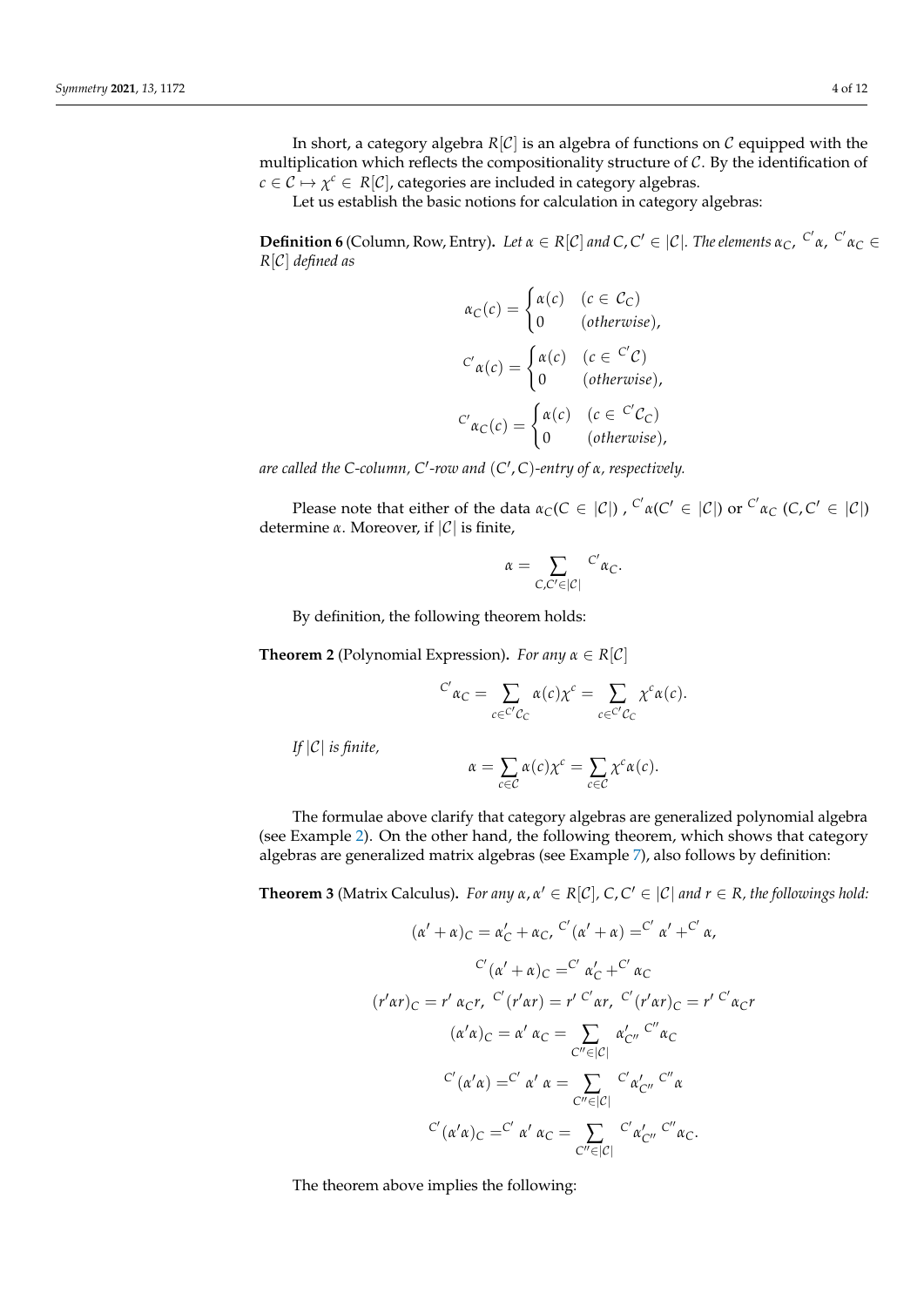In short, a category algebra $R[\mathcal{C}]$ is an algebra of functions on $\mathcal{C}$ equipped with the multiplication which reflects the compositionality structure of $\mathcal{C}$. By the identification of $c \in \mathcal{C} \mapsto \chi^c \in R[\mathcal{C}]$, categories are included in category algebras.

Let us establish the basic notions for calculation in category algebras:

**Definition 6** (Column, Row, Entry)**.** *Let $\alpha \in R[\mathcal{C}]$ and $C, C' \in |\mathcal{C}|$. The elements $\alpha_C$, ${}^{C'}\alpha$, ${}^{C'}\alpha_C \in R[\mathcal{C}]$ defined as*

$$\alpha_C(c) = \begin{cases} \alpha(c) & (c \in \mathcal{C}_C) \\ 0 & (otherwise), \end{cases}$$

$${}^{C'}\alpha(c) = \begin{cases} \alpha(c) & (c \in {}^{C'}\mathcal{C}) \\ 0 & (otherwise), \end{cases}$$

$${}^{C'}\alpha_C(c) = \begin{cases} \alpha(c) & (c \in {}^{C'}\mathcal{C}_C) \\ 0 & (otherwise), \end{cases}$$

*are called the $C$-column, $C'$-row and $(C', C)$-entry of $\alpha$, respectively.*

Please note that either of the data $\alpha_C (C \in |\mathcal{C}|)$ , ${}^{C'}\alpha (C' \in |\mathcal{C}|)$ or ${}^{C'}\alpha_C$ $(C, C' \in |\mathcal{C}|)$ determine $\alpha$. Moreover, if $|\mathcal{C}|$ is finite,

$$\alpha = \sum_{C, C' \in |\mathcal{C}|} {}^{C'}\alpha_C.$$

By definition, the following theorem holds:

**Theorem 2** (Polynomial Expression)**.** *For any $\alpha \in R[\mathcal{C}]$*

$${}^{C'}\alpha_C = \sum_{c \in {}^{C'}\mathcal{C}_C} \alpha(c)\chi^c = \sum_{c \in {}^{C'}\mathcal{C}_C} \chi^c \alpha(c).$$

*If $|\mathcal{C}|$ is finite,*

$$\alpha = \sum_{c \in \mathcal{C}} \alpha(c)\chi^c = \sum_{c \in \mathcal{C}} \chi^c \alpha(c).$$

The formulae above clarify that category algebras are generalized polynomial algebra (see Example 2). On the other hand, the following theorem, which shows that category algebras are generalized matrix algebras (see Example 7), also follows by definition:

**Theorem 3** (Matrix Calculus)**.** *For any $\alpha, \alpha' \in R[\mathcal{C}]$, $C, C' \in |\mathcal{C}|$ and $r \in R$, the followings hold:*

$$(\alpha' + \alpha)_C = \alpha'_C + \alpha_C, \ {}^{C'}(\alpha' + \alpha) = {}^{C'}\alpha' + {}^{C'}\alpha,$$

$${}^{C'}(\alpha' + \alpha)_C = {}^{C'}\alpha'_C + {}^{C'}\alpha_C$$

$$(r'\alpha r)_C = r'\ \alpha_C r, \ {}^{C'}(r'\alpha r) = r'\ {}^{C'}\alpha r, \ {}^{C'}(r'\alpha r)_C = r'\ {}^{C'}\alpha_C r$$

$$(\alpha'\alpha)_C = \alpha'\ \alpha_C = \sum_{C'' \in |\mathcal{C}|} \alpha'_{C''}\ {}^{C''}\alpha_C$$

$${}^{C'}(\alpha'\alpha) = {}^{C'}\alpha'\ \alpha = \sum_{C'' \in |\mathcal{C}|} {}^{C'}\alpha'_{C''}\ {}^{C''}\alpha$$

$${}^{C'}(\alpha'\alpha)_C = {}^{C'}\alpha'\ \alpha_C = \sum_{C'' \in |\mathcal{C}|} {}^{C'}\alpha'_{C''}\ {}^{C''}\alpha_C.$$

The theorem above implies the following: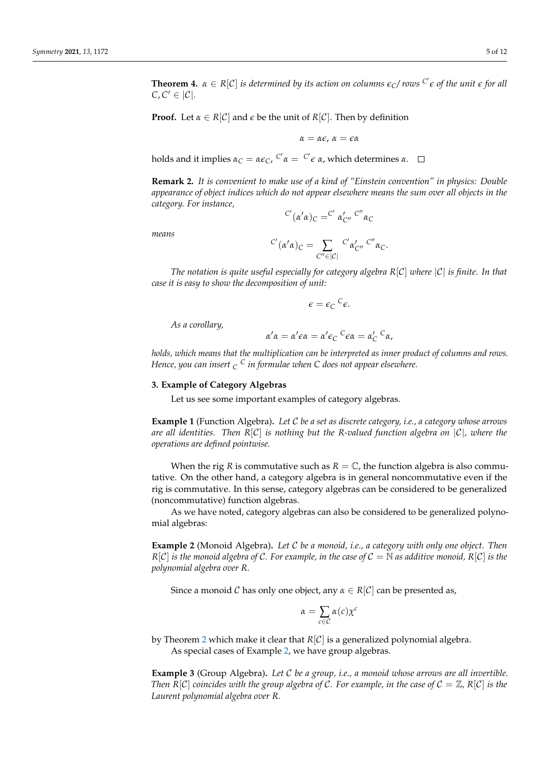**Theorem 4.** *$\alpha \in R[\mathcal{C}]$ is determined by its action on columns $\epsilon_{C}$/ rows ${}^{C'}\epsilon$ of the unit $\epsilon$ for all $C, C' \in |\mathcal{C}|$.*

**Proof.** Let $\alpha \in R[\mathcal{C}]$ and $\epsilon$ be the unit of $R[\mathcal{C}]$. Then by definition

$$\alpha = \alpha\epsilon,\ \alpha = \epsilon\alpha$$

holds and it implies $\alpha_C = \alpha\epsilon_C$, ${}^{C'}\alpha = {}^{C'}\epsilon\ \alpha$, which determines $\alpha$. □

**Remark 2.** *It is convenient to make use of a kind of "Einstein convention" in physics: Double appearance of object indices which do not appear elsewhere means the sum over all objects in the category. For instance,*

$${}^{C'}(\alpha'\alpha)_C = {}^{C'}\alpha'_{C''}\ {}^{C''}\alpha_C$$

*means*

$${}^{C'}(\alpha'\alpha)_C = \sum_{C'' \in |\mathcal{C}|} {}^{C'}\alpha'_{C''}\ {}^{C''}\alpha_C.$$

*The notation is quite useful especially for category algebra $R[\mathcal{C}]$ where $|\mathcal{C}|$ is finite. In that case it is easy to show the decomposition of unit:*

$$\epsilon = \epsilon_C\ {}^{C}\epsilon.$$

*As a corollary,*

$$\alpha'\alpha = \alpha'\epsilon\alpha = \alpha'\epsilon_C\ {}^{C}\epsilon\alpha = \alpha'_C\ {}^{C}\alpha,$$

*holds, which means that the multiplication can be interpreted as inner product of columns and rows. Hence, you can insert ${}_{C}\ {}^{C}$ in formulae when $C$ does not appear elsewhere.*

### 3. Example of Category Algebras

Let us see some important examples of category algebras.

**Example 1** (Function Algebra)**.** *Let $\mathcal{C}$ be a set as discrete category, i.e., a category whose arrows are all identities. Then $R[\mathcal{C}]$ is nothing but the $R$-valued function algebra on $|\mathcal{C}|$, where the operations are defined pointwise.*

When the rig $R$ is commutative such as $R = \mathbb{C}$, the function algebra is also commutative. On the other hand, a category algebra is in general noncommutative even if the rig is commutative. In this sense, category algebras can be considered to be generalized (noncommutative) function algebras.

As we have noted, category algebras can also be considered to be generalized polynomial algebras:

**Example 2** (Monoid Algebra)**.** *Let $\mathcal{C}$ be a monoid, i.e., a category with only one object. Then $R[\mathcal{C}]$ is the monoid algebra of $\mathcal{C}$. For example, in the case of $\mathcal{C} = \mathbb{N}$ as additive monoid, $R[\mathcal{C}]$ is the polynomial algebra over $R$.*

Since a monoid $\mathcal{C}$ has only one object, any $\alpha \in R[\mathcal{C}]$ can be presented as,

$$\alpha = \sum_{c \in \mathcal{C}} \alpha(c)\chi^c$$

by Theorem 2 which make it clear that $R[\mathcal{C}]$ is a generalized polynomial algebra.

As special cases of Example 2, we have group algebras.

**Example 3** (Group Algebra)**.** *Let $\mathcal{C}$ be a group, i.e., a monoid whose arrows are all invertible. Then $R[\mathcal{C}]$ coincides with the group algebra of $\mathcal{C}$. For example, in the case of $\mathcal{C} = \mathbb{Z}$, $R[\mathcal{C}]$ is the Laurent polynomial algebra over $R$.*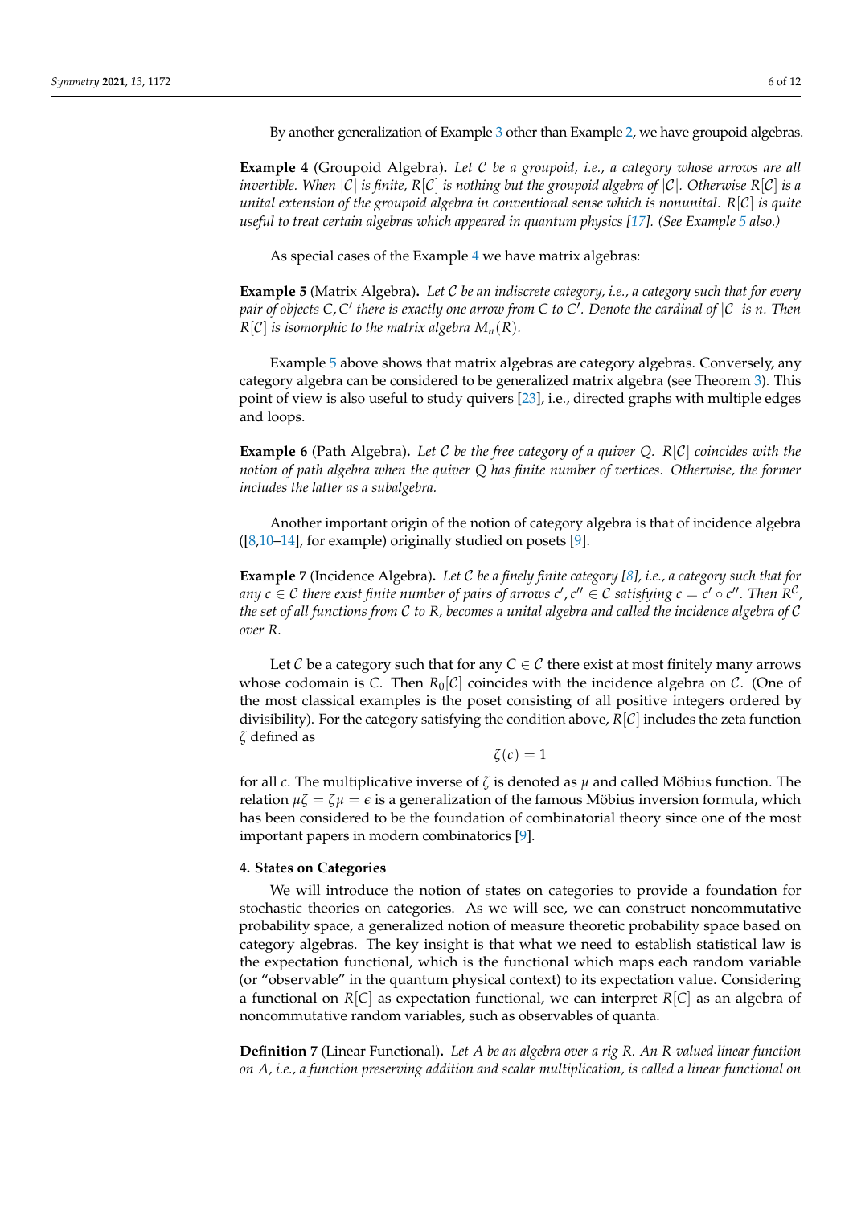By another generalization of Example 3 other than Example 2, we have groupoid algebras.

**Example 4** (Groupoid Algebra)**.** *Let $\mathcal{C}$ be a groupoid, i.e., a category whose arrows are all invertible. When $|\mathcal{C}|$ is finite, $R[\mathcal{C}]$ is nothing but the groupoid algebra of $|\mathcal{C}|$. Otherwise $R[\mathcal{C}]$ is a unital extension of the groupoid algebra in conventional sense which is nonunital. $R[\mathcal{C}]$ is quite useful to treat certain algebras which appeared in quantum physics [17]. (See Example 5 also.)*

As special cases of the Example 4 we have matrix algebras:

**Example 5** (Matrix Algebra)**.** *Let $\mathcal{C}$ be an indiscrete category, i.e., a category such that for every pair of objects $C, C'$ there is exactly one arrow from $C$ to $C'$. Denote the cardinal of $|\mathcal{C}|$ is $n$. Then $R[\mathcal{C}]$ is isomorphic to the matrix algebra $M_n(R)$.*

Example 5 above shows that matrix algebras are category algebras. Conversely, any category algebra can be considered to be generalized matrix algebra (see Theorem 3). This point of view is also useful to study quivers [23], i.e., directed graphs with multiple edges and loops.

**Example 6** (Path Algebra)**.** *Let $\mathcal{C}$ be the free category of a quiver $Q$. $R[\mathcal{C}]$ coincides with the notion of path algebra when the quiver $Q$ has finite number of vertices. Otherwise, the former includes the latter as a subalgebra.*

Another important origin of the notion of category algebra is that of incidence algebra ([8,10–14], for example) originally studied on posets [9].

**Example 7** (Incidence Algebra)**.** *Let $\mathcal{C}$ be a finely finite category [8], i.e., a category such that for any $c \in \mathcal{C}$ there exist finite number of pairs of arrows $c', c'' \in \mathcal{C}$ satisfying $c = c' \circ c''$. Then $R^{\mathcal{C}}$, the set of all functions from $\mathcal{C}$ to $R$, becomes a unital algebra and called the incidence algebra of $\mathcal{C}$ over $R$.*

Let $\mathcal{C}$ be a category such that for any $C \in \mathcal{C}$ there exist at most finitely many arrows whose codomain is $C$. Then $R_0[\mathcal{C}]$ coincides with the incidence algebra on $\mathcal{C}$. (One of the most classical examples is the poset consisting of all positive integers ordered by divisibility). For the category satisfying the condition above, $R[\mathcal{C}]$ includes the zeta function $\zeta$ defined as

$$\zeta(c) = 1$$

for all $c$. The multiplicative inverse of $\zeta$ is denoted as $\mu$ and called Möbius function. The relation $\mu\zeta = \zeta\mu = \epsilon$ is a generalization of the famous Möbius inversion formula, which has been considered to be the foundation of combinatorial theory since one of the most important papers in modern combinatorics [9].

## 4. States on Categories

We will introduce the notion of states on categories to provide a foundation for stochastic theories on categories. As we will see, we can construct noncommutative probability space, a generalized notion of measure theoretic probability space based on category algebras. The key insight is that what we need to establish statistical law is the expectation functional, which is the functional which maps each random variable (or "observable" in the quantum physical context) to its expectation value. Considering a functional on $R[C]$ as expectation functional, we can interpret $R[C]$ as an algebra of noncommutative random variables, such as observables of quanta.

**Definition 7** (Linear Functional)**.** *Let $A$ be an algebra over a rig $R$. An $R$-valued linear function on $A$, i.e., a function preserving addition and scalar multiplication, is called a linear functional on*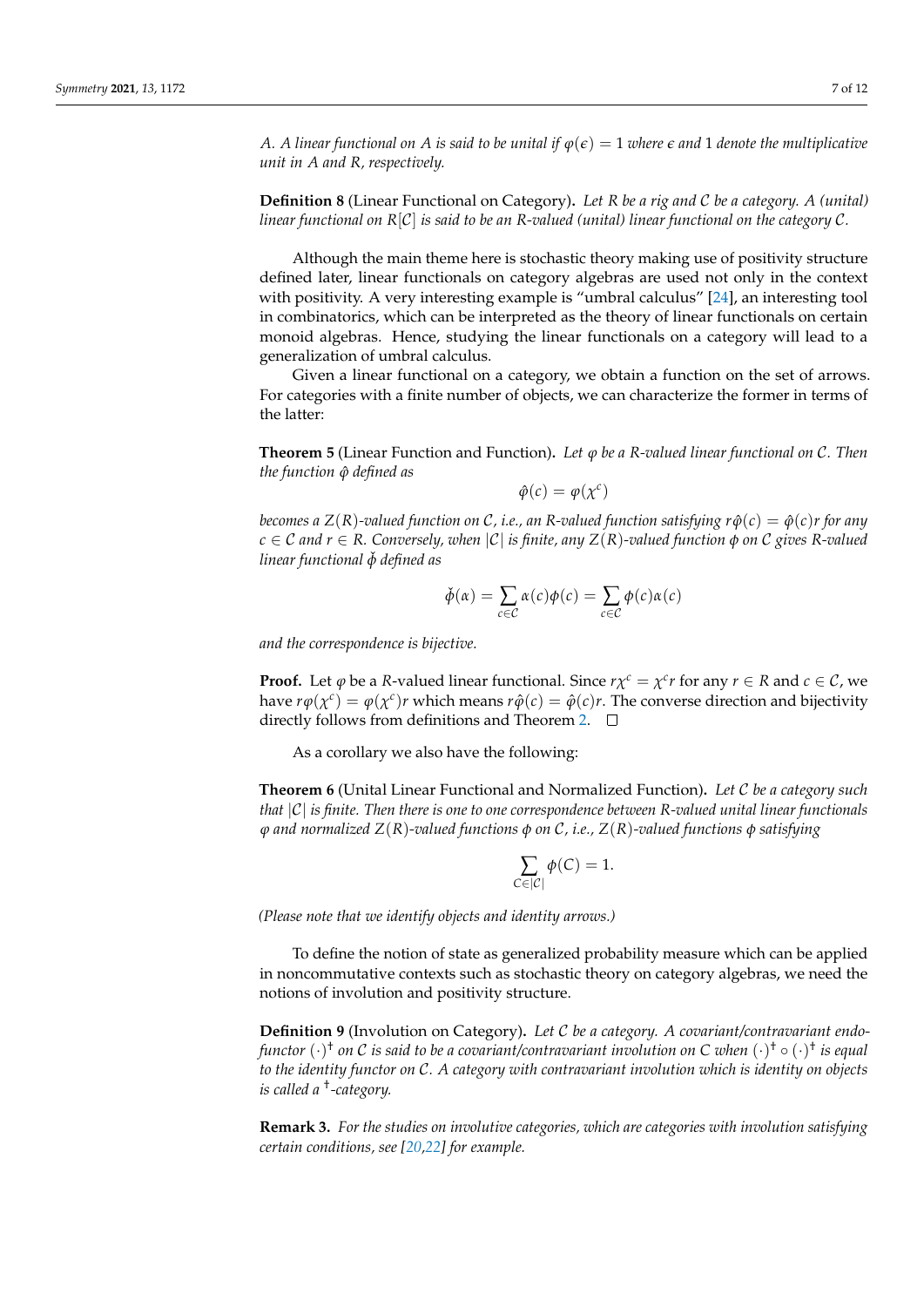*A. A linear functional on A is said to be unital if $\varphi(\epsilon) = 1$ where $\epsilon$ and 1 denote the multiplicative unit in A and R, respectively.*

**Definition 8** (Linear Functional on Category)**.** *Let R be a rig and $\mathcal{C}$ be a category. A (unital) linear functional on $R[\mathcal{C}]$ is said to be an R-valued (unital) linear functional on the category $\mathcal{C}$.*

Although the main theme here is stochastic theory making use of positivity structure defined later, linear functionals on category algebras are used not only in the context with positivity. A very interesting example is "umbral calculus" [24], an interesting tool in combinatorics, which can be interpreted as the theory of linear functionals on certain monoid algebras. Hence, studying the linear functionals on a category will lead to a generalization of umbral calculus.

Given a linear functional on a category, we obtain a function on the set of arrows. For categories with a finite number of objects, we can characterize the former in terms of the latter:

**Theorem 5** (Linear Function and Function)**.** *Let $\varphi$ be a R-valued linear functional on $\mathcal{C}$. Then the function $\hat{\varphi}$ defined as*

$$\hat{\varphi}(c) = \varphi(\chi^c)$$

*becomes a $Z(R)$-valued function on $\mathcal{C}$, i.e., an R-valued function satisfying $r\hat{\varphi}(c) = \hat{\varphi}(c)r$ for any $c \in \mathcal{C}$ and $r \in R$. Conversely, when $|\mathcal{C}|$ is finite, any $Z(R)$-valued function $\phi$ on $\mathcal{C}$ gives R-valued linear functional $\check{\phi}$ defined as*

$$\check{\phi}(\alpha) = \sum_{c \in \mathcal{C}} \alpha(c)\phi(c) = \sum_{c \in \mathcal{C}} \phi(c)\alpha(c)$$

*and the correspondence is bijective.*

**Proof.** Let $\varphi$ be a $R$-valued linear functional. Since $r\chi^c = \chi^c r$ for any $r \in R$ and $c \in \mathcal{C}$, we have $r\varphi(\chi^c) = \varphi(\chi^c)r$ which means $r\hat{\varphi}(c) = \hat{\varphi}(c)r$. The converse direction and bijectivity directly follows from definitions and Theorem 2. □

As a corollary we also have the following:

**Theorem 6** (Unital Linear Functional and Normalized Function)**.** *Let $\mathcal{C}$ be a category such that $|\mathcal{C}|$ is finite. Then there is one to one correspondence between R-valued unital linear functionals $\varphi$ and normalized $Z(R)$-valued functions $\phi$ on $\mathcal{C}$, i.e., $Z(R)$-valued functions $\phi$ satisfying*

$$\sum_{C \in |\mathcal{C}|} \phi(C) = 1.$$

*(Please note that we identify objects and identity arrows.)*

To define the notion of state as generalized probability measure which can be applied in noncommutative contexts such as stochastic theory on category algebras, we need the notions of involution and positivity structure.

**Definition 9** (Involution on Category)**.** *Let $\mathcal{C}$ be a category. A covariant/contravariant endofunctor $(\cdot)^\dagger$ on $\mathcal{C}$ is said to be a covariant/contravariant involution on C when $(\cdot)^\dagger \circ (\cdot)^\dagger$ is equal to the identity functor on $\mathcal{C}$. A category with contravariant involution which is identity on objects is called a $^\dagger$-category.*

**Remark 3.** *For the studies on involutive categories, which are categories with involution satisfying certain conditions, see [20,22] for example.*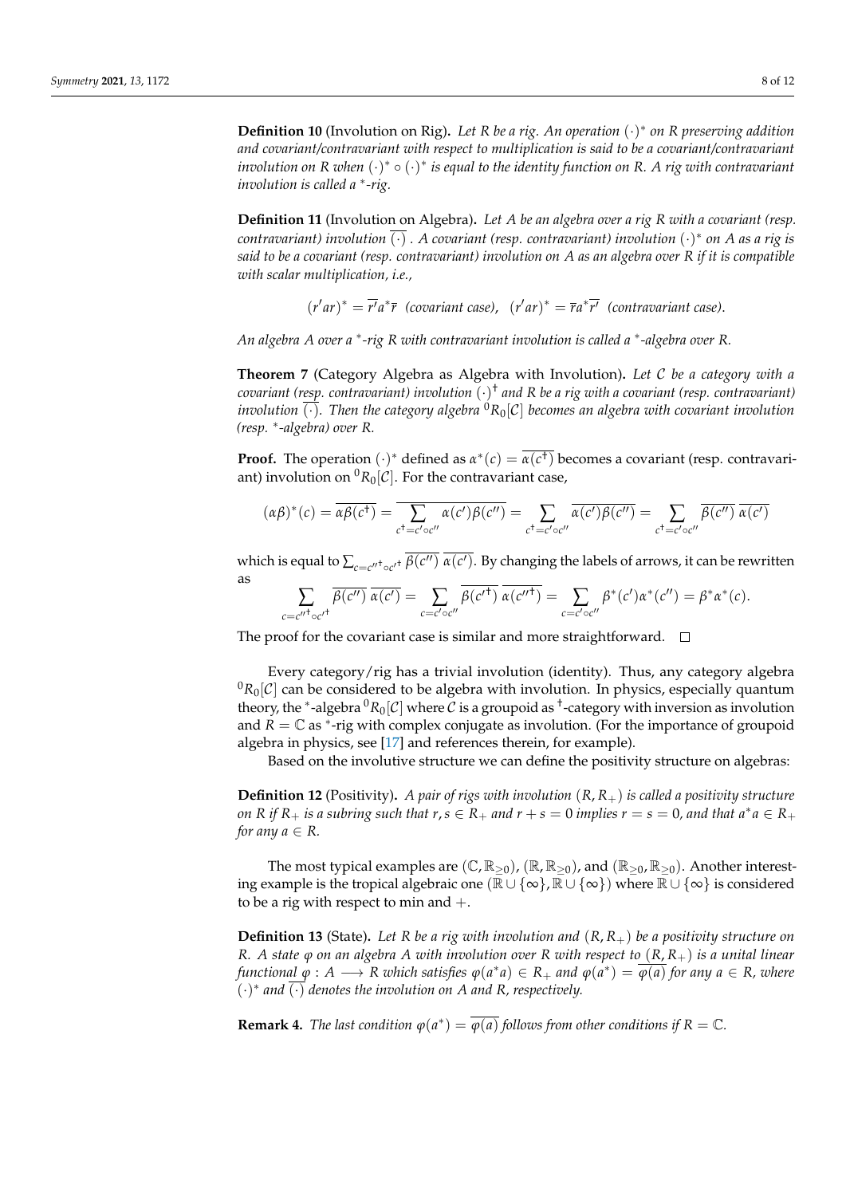**Definition 10** (Involution on Rig)**.** *Let $R$ be a rig. An operation $(\cdot)^*$ on $R$ preserving addition and covariant/contravariant with respect to multiplication is said to be a covariant/contravariant involution on $R$ when $(\cdot)^* \circ (\cdot)^*$ is equal to the identity function on $R$. A rig with contravariant involution is called a $^*$-rig.*

**Definition 11** (Involution on Algebra)**.** *Let $A$ be an algebra over a rig $R$ with a covariant (resp. contravariant) involution $\overline{(\cdot)}$ . A covariant (resp. contravariant) involution $(\cdot)^*$ on $A$ as a rig is said to be a covariant (resp. contravariant) involution on $A$ as an algebra over $R$ if it is compatible with scalar multiplication, i.e.,*

$$(r'ar)^* = \overline{r'}a^*\overline{r} \text{ (covariant case)}, \quad (r'ar)^* = \overline{r}a^*\overline{r'} \text{ (contravariant case)}.$$

*An algebra $A$ over a $^*$-rig $R$ with contravariant involution is called a $^*$-algebra over $R$.*

**Theorem 7** (Category Algebra as Algebra with Involution)**.** *Let $\mathcal{C}$ be a category with a covariant (resp. contravariant) involution $(\cdot)^\dagger$ and $R$ be a rig with a covariant (resp. contravariant) involution $\overline{(\cdot)}$. Then the category algebra ${}^0R_0[\mathcal{C}]$ becomes an algebra with covariant involution (resp. $^*$-algebra) over $R$.*

**Proof.** The operation $(\cdot)^*$ defined as $\alpha^*(c) = \overline{\alpha(c^\dagger)}$ becomes a covariant (resp. contravariant) involution on ${}^0R_0[\mathcal{C}]$. For the contravariant case,

$$(\alpha\beta)^*(c) = \overline{\alpha\beta(c^\dagger)} = \overline{\sum_{c^\dagger = c' \circ c''} \alpha(c')\beta(c'')} = \sum_{c^\dagger = c' \circ c''} \overline{\alpha(c')\beta(c'')} = \sum_{c^\dagger = c' \circ c''} \overline{\beta(c'')}\,\overline{\alpha(c')}$$

which is equal to $\sum_{c = c''^\dagger \circ c'^\dagger} \overline{\beta(c'')}\,\overline{\alpha(c')}$. By changing the labels of arrows, it can be rewritten as

$$\sum_{c = c''^\dagger \circ c'^\dagger} \overline{\beta(c'')}\,\overline{\alpha(c')} = \sum_{c = c' \circ c''} \overline{\beta(c'^\dagger)}\,\overline{\alpha(c''^\dagger)} = \sum_{c = c' \circ c''} \beta^*(c')\alpha^*(c'') = \beta^*\alpha^*(c).$$

The proof for the covariant case is similar and more straightforward. □

Every category/rig has a trivial involution (identity). Thus, any category algebra ${}^0R_0[\mathcal{C}]$ can be considered to be algebra with involution. In physics, especially quantum theory, the $^*$-algebra ${}^0R_0[\mathcal{C}]$ where $\mathcal{C}$ is a groupoid as $^\dagger$-category with inversion as involution and $R = \mathbb{C}$ as $^*$-rig with complex conjugate as involution. (For the importance of groupoid algebra in physics, see [17] and references therein, for example).

Based on the involutive structure we can define the positivity structure on algebras:

**Definition 12** (Positivity)**.** *A pair of rigs with involution $(R, R_+)$ is called a positivity structure on $R$ if $R_+$ is a subring such that $r, s \in R_+$ and $r + s = 0$ implies $r = s = 0$, and that $a^*a \in R_+$ for any $a \in R$.*

The most typical examples are $(\mathbb{C}, \mathbb{R}_{\geq 0})$, $(\mathbb{R}, \mathbb{R}_{\geq 0})$, and $(\mathbb{R}_{\geq 0}, \mathbb{R}_{\geq 0})$. Another interesting example is the tropical algebraic one $(\mathbb{R} \cup \{\infty\}, \mathbb{R} \cup \{\infty\})$ where $\mathbb{R} \cup \{\infty\}$ is considered to be a rig with respect to min and $+$.

**Definition 13** (State)**.** *Let $R$ be a rig with involution and $(R, R_+)$ be a positivity structure on $R$. A state $\varphi$ on an algebra $A$ with involution over $R$ with respect to $(R, R_+)$ is a unital linear functional $\varphi : A \longrightarrow R$ which satisfies $\varphi(a^*a) \in R_+$ and $\varphi(a^*) = \overline{\varphi(a)}$ for any $a \in R$, where $(\cdot)^*$ and $\overline{(\cdot)}$ denotes the involution on $A$ and $R$, respectively.*

**Remark 4.** *The last condition $\varphi(a^*) = \overline{\varphi(a)}$ follows from other conditions if $R = \mathbb{C}$.*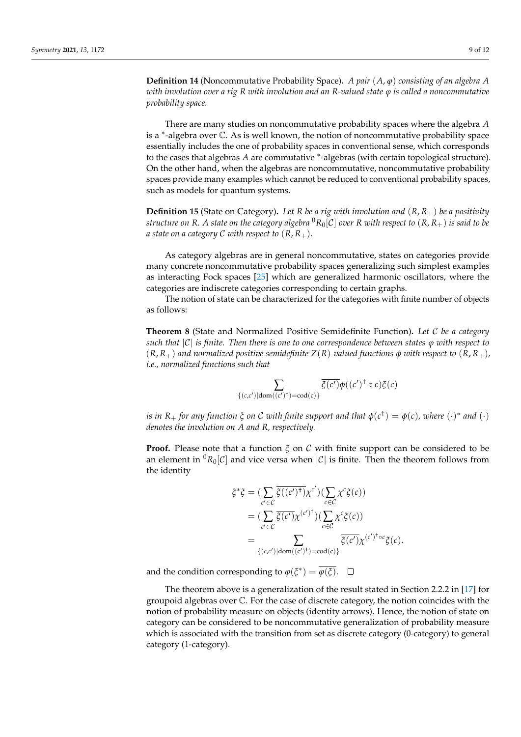**Definition 14** (Noncommutative Probability Space)**.** *A pair $(A, \varphi)$ consisting of an algebra $A$ with involution over a rig $R$ with involution and an $R$-valued state $\varphi$ is called a noncommutative probability space.*

There are many studies on noncommutative probability spaces where the algebra $A$ is a $^*$-algebra over $\mathbb{C}$. As is well known, the notion of noncommutative probability space essentially includes the one of probability spaces in conventional sense, which corresponds to the cases that algebras $A$ are commutative $^*$-algebras (with certain topological structure). On the other hand, when the algebras are noncommutative, noncommutative probability spaces provide many examples which cannot be reduced to conventional probability spaces, such as models for quantum systems.

**Definition 15** (State on Category)**.** *Let $R$ be a rig with involution and $(R, R_+)$ be a positivity structure on $R$. A state on the category algebra ${}^0R_0[\mathcal{C}]$ over $R$ with respect to $(R, R_+)$ is said to be a state on a category $\mathcal{C}$ with respect to $(R, R_+)$.*

As category algebras are in general noncommutative, states on categories provide many concrete noncommutative probability spaces generalizing such simplest examples as interacting Fock spaces [25] which are generalized harmonic oscillators, where the categories are indiscrete categories corresponding to certain graphs.

The notion of state can be characterized for the categories with finite number of objects as follows:

**Theorem 8** (State and Normalized Positive Semidefinite Function)**.** *Let $\mathcal{C}$ be a category such that $|\mathcal{C}|$ is finite. Then there is one to one correspondence between states $\varphi$ with respect to $(R, R_+)$ and normalized positive semidefinite $Z(R)$-valued functions $\phi$ with respect to $(R, R_+)$, i.e., normalized functions such that*

$$\sum_{\{(c,c')|\mathrm{dom}((c')^\dagger)=\mathrm{cod}(c)\}} \overline{\xi(c')}\phi((c')^\dagger \circ c)\xi(c)$$

*is in $R_+$ for any function $\xi$ on $\mathcal{C}$ with finite support and that $\phi(c^\dagger) = \overline{\phi(c)}$, where $(\cdot)^*$ and $\overline{(\cdot)}$ denotes the involution on $A$ and $R$, respectively.*

**Proof.** Please note that a function $\xi$ on $\mathcal{C}$ with finite support can be considered to be an element in ${}^0R_0[\mathcal{C}]$ and vice versa when $|\mathcal{C}|$ is finite. Then the theorem follows from the identity

$$\begin{aligned}
\xi^*\xi &= \left(\sum_{c'\in\mathcal{C}} \overline{\xi((c')^\dagger)}\chi^{c'}\right)\left(\sum_{c\in\mathcal{C}} \chi^c\xi(c)\right) \\
&= \left(\sum_{c'\in\mathcal{C}} \overline{\xi(c')}\chi^{(c')^\dagger}\right)\left(\sum_{c\in\mathcal{C}} \chi^c\xi(c)\right) \\
&= \sum_{\{(c,c')|\mathrm{dom}((c')^\dagger)=\mathrm{cod}(c)\}} \overline{\xi(c')}\chi^{(c')^\dagger\circ c}\xi(c).
\end{aligned}$$

and the condition corresponding to $\varphi(\xi^*) = \overline{\varphi(\xi)}$. □

The theorem above is a generalization of the result stated in Section 2.2.2 in [17] for groupoid algebras over $\mathbb{C}$. For the case of discrete category, the notion coincides with the notion of probability measure on objects (identity arrows). Hence, the notion of state on category can be considered to be noncommutative generalization of probability measure which is associated with the transition from set as discrete category (0-category) to general category (1-category).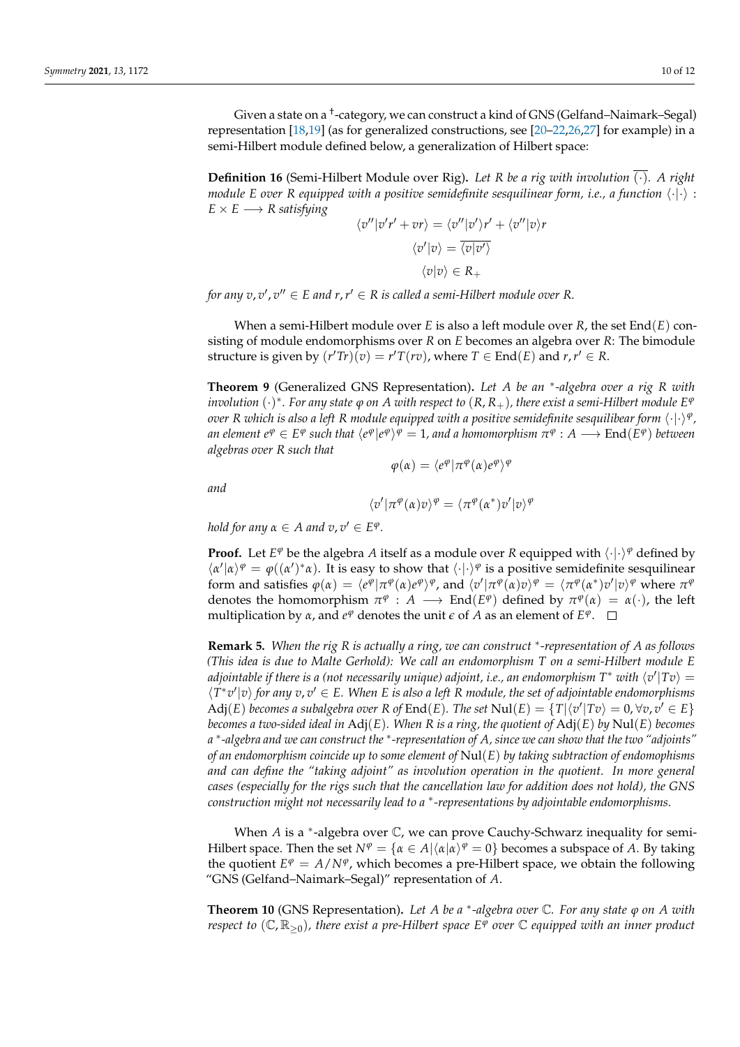Given a state on a $^\ddagger$-category, we can construct a kind of GNS (Gelfand–Naimark–Segal) representation [18,19] (as for generalized constructions, see [20–22,26,27] for example) in a semi-Hilbert module defined below, a generalization of Hilbert space:

**Definition 16** (Semi-Hilbert Module over Rig)**.** *Let $R$ be a rig with involution $\overline{(\cdot)}$. A right module $E$ over $R$ equipped with a positive semidefinite sesquilinear form, i.e., a function $\langle\cdot|\cdot\rangle : E \times E \longrightarrow R$ satisfying*

$$\langle v''|v'r' + vr\rangle = \langle v''|v'\rangle r' + \langle v''|v\rangle r$$

$$\langle v'|v\rangle = \overline{\langle v|v'\rangle}$$

$$\langle v|v\rangle \in R_+$$

*for any $v, v', v'' \in E$ and $r, r' \in R$ is called a semi-Hilbert module over $R$.*

When a semi-Hilbert module over $E$ is also a left module over $R$, the set $\mathrm{End}(E)$ consisting of module endomorphisms over $R$ on $E$ becomes an algebra over $R$: The bimodule structure is given by $(r'Tr)(v) = r'T(rv)$, where $T \in \mathrm{End}(E)$ and $r, r' \in R$.

**Theorem 9** (Generalized GNS Representation)**.** *Let $A$ be an $^*$-algebra over a rig $R$ with involution $(\cdot)^*$. For any state $\varphi$ on $A$ with respect to $(R, R_+)$, there exist a semi-Hilbert module $E^\varphi$ over $R$ which is also a left $R$ module equipped with a positive semidefinite sesquilibear form $\langle\cdot|\cdot\rangle^\varphi$, an element $e^\varphi \in E^\varphi$ such that $\langle e^\varphi|e^\varphi\rangle^\varphi = 1$, and a homomorphism $\pi^\varphi : A \longrightarrow \mathrm{End}(E^\varphi)$ between algebras over $R$ such that*

$$\varphi(\alpha) = \langle e^\varphi|\pi^\varphi(\alpha)e^\varphi\rangle^\varphi$$

*and*

$$\langle v'|\pi^\varphi(\alpha)v\rangle^\varphi = \langle \pi^\varphi(\alpha^*)v'|v\rangle^\varphi$$

*hold for any $\alpha \in A$ and $v, v' \in E^\varphi$.*

**Proof.** Let $E^\varphi$ be the algebra $A$ itself as a module over $R$ equipped with $\langle\cdot|\cdot\rangle^\varphi$ defined by $\langle\alpha'|\alpha\rangle^\varphi = \varphi((\alpha')^*\alpha)$. It is easy to show that $\langle\cdot|\cdot\rangle^\varphi$ is a positive semidefinite sesquilinear form and satisfies $\varphi(\alpha) = \langle e^\varphi|\pi^\varphi(\alpha)e^\varphi\rangle^\varphi$, and $\langle v'|\pi^\varphi(\alpha)v\rangle^\varphi = \langle \pi^\varphi(\alpha^*)v'|v\rangle^\varphi$ where $\pi^\varphi$ denotes the homomorphism $\pi^\varphi : A \longrightarrow \mathrm{End}(E^\varphi)$ defined by $\pi^\varphi(\alpha) = \alpha(\cdot)$, the left multiplication by $\alpha$, and $e^\varphi$ denotes the unit $\epsilon$ of $A$ as an element of $E^\varphi$. □

**Remark 5.** *When the rig $R$ is actually a ring, we can construct $^*$-representation of $A$ as follows (This idea is due to Malte Gerhold): We call an endomorphism $T$ on a semi-Hilbert module $E$ adjointable if there is a (not necessarily unique) adjoint, i.e., an endomorphism $T^*$ with $\langle v'|Tv\rangle = \langle T^*v'|v\rangle$ for any $v, v' \in E$. When $E$ is also a left $R$ module, the set of adjointable endomorphisms $\mathrm{Adj}(E)$ becomes a subalgebra over $R$ of $\mathrm{End}(E)$. The set $\mathrm{Nul}(E) = \{T|\langle v'|Tv\rangle = 0, \forall v, v' \in E\}$ becomes a two-sided ideal in $\mathrm{Adj}(E)$. When $R$ is a ring, the quotient of $\mathrm{Adj}(E)$ by $\mathrm{Nul}(E)$ becomes a $^*$-algebra and we can construct the $^*$-representation of $A$, since we can show that the two "adjoints" of an endomorphism coincide up to some element of $\mathrm{Nul}(E)$ by taking subtraction of endomorphisms and can define the "taking adjoint" as involution operation in the quotient. In more general cases (especially for the rigs such that the cancellation law for addition does not hold), the GNS construction might not necessarily lead to a $^*$-representations by adjointable endomorphisms.*

When $A$ is a $^*$-algebra over $\mathbb{C}$, we can prove Cauchy-Schwarz inequality for semi-Hilbert space. Then the set $N^\varphi = \{\alpha \in A|\langle\alpha|\alpha\rangle^\varphi = 0\}$ becomes a subspace of $A$. By taking the quotient $E^\varphi = A/N^\varphi$, which becomes a pre-Hilbert space, we obtain the following "GNS (Gelfand–Naimark–Segal)" representation of $A$.

**Theorem 10** (GNS Representation)**.** *Let $A$ be a $^*$-algebra over $\mathbb{C}$. For any state $\varphi$ on $A$ with respect to $(\mathbb{C}, \mathbb{R}_{\geq 0})$, there exist a pre-Hilbert space $E^\varphi$ over $\mathbb{C}$ equipped with an inner product*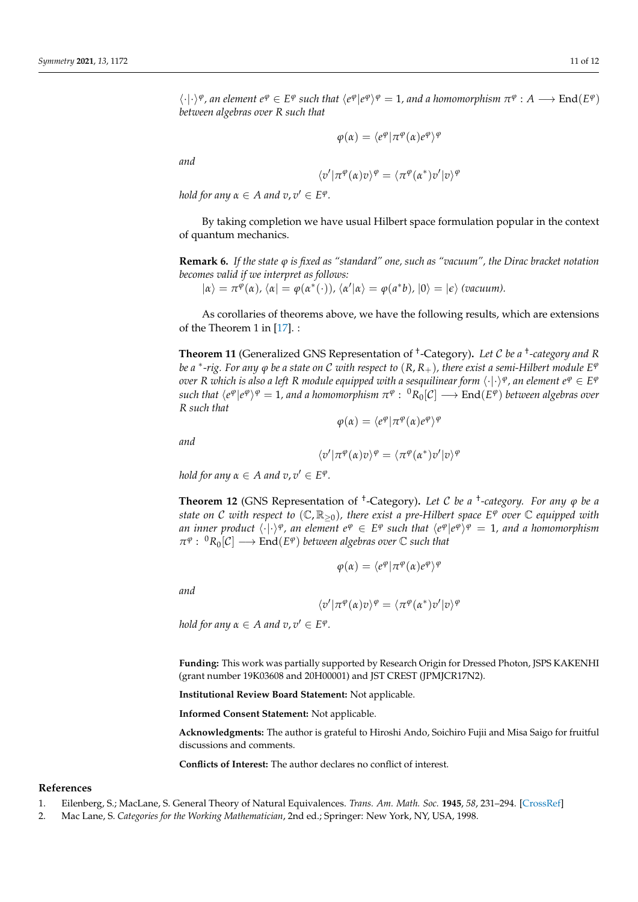$\langle\cdot|\cdot\rangle^{\varphi}$, *an element* $e^{\varphi} \in E^{\varphi}$ *such that* $\langle e^{\varphi}|e^{\varphi}\rangle^{\varphi} = 1$, *and a homomorphism* $\pi^{\varphi} : A \longrightarrow \mathrm{End}(E^{\varphi})$ *between algebras over* $R$ *such that*

$$\varphi(\alpha) = \langle e^{\varphi}|\pi^{\varphi}(\alpha)e^{\varphi}\rangle^{\varphi}$$

*and*

$$\langle v'|\pi^{\varphi}(\alpha)v\rangle^{\varphi} = \langle \pi^{\varphi}(\alpha^*)v'|v\rangle^{\varphi}$$

*hold for any* $\alpha \in A$ *and* $v, v' \in E^{\varphi}$.

By taking completion we have usual Hilbert space formulation popular in the context of quantum mechanics.

**Remark 6.** *If the state* $\varphi$ *is fixed as "standard" one, such as "vacuum", the Dirac bracket notation becomes valid if we interpret as follows:*
$|\alpha\rangle = \pi^{\varphi}(\alpha)$, $\langle\alpha| = \varphi(\alpha^*(\cdot))$, $\langle\alpha'|\alpha\rangle = \varphi(a^*b)$, $|0\rangle = |\epsilon\rangle$ *(vacuum).*

As corollaries of theorems above, we have the following results, which are extensions of the Theorem 1 in [17]. :

**Theorem 11** (Generalized GNS Representation of $^{\dagger}$-Category)**.** *Let* $\mathcal{C}$ *be a* $^{\dagger}$*-category and* $R$ *be a* $^*$*-rig. For any* $\varphi$ *be a state on* $\mathcal{C}$ *with respect to* $(R, R_+)$*, there exist a semi-Hilbert module* $E^{\varphi}$ *over* $R$ *which is also a left* $R$ *module equipped with a sesquilinear form* $\langle\cdot|\cdot\rangle^{\varphi}$*, an element* $e^{\varphi} \in E^{\varphi}$ *such that* $\langle e^{\varphi}|e^{\varphi}\rangle^{\varphi} = 1$*, and a homomorphism* $\pi^{\varphi} : {}^{0}R_0[\mathcal{C}] \longrightarrow \mathrm{End}(E^{\varphi})$ *between algebras over* $R$ *such that*

$$\varphi(\alpha) = \langle e^{\varphi}|\pi^{\varphi}(\alpha)e^{\varphi}\rangle^{\varphi}$$

*and*

$$\langle v'|\pi^{\varphi}(\alpha)v\rangle^{\varphi} = \langle \pi^{\varphi}(\alpha^*)v'|v\rangle^{\varphi}$$

*hold for any* $\alpha \in A$ *and* $v, v' \in E^{\varphi}$.

**Theorem 12** (GNS Representation of $^{\dagger}$-Category)**.** *Let* $\mathcal{C}$ *be a* $^{\dagger}$*-category. For any* $\varphi$ *be a state on* $\mathcal{C}$ *with respect to* $(\mathbb{C}, \mathbb{R}_{\geq 0})$*, there exist a pre-Hilbert space* $E^{\varphi}$ *over* $\mathbb{C}$ *equipped with an inner product* $\langle\cdot|\cdot\rangle^{\varphi}$*, an element* $e^{\varphi} \in E^{\varphi}$ *such that* $\langle e^{\varphi}|e^{\varphi}\rangle^{\varphi} = 1$*, and a homomorphism* $\pi^{\varphi} : {}^{0}R_0[\mathcal{C}] \longrightarrow \mathrm{End}(E^{\varphi})$ *between algebras over* $\mathbb{C}$ *such that*

$$\varphi(\alpha) = \langle e^{\varphi}|\pi^{\varphi}(\alpha)e^{\varphi}\rangle^{\varphi}$$

*and*

$$\langle v'|\pi^{\varphi}(\alpha)v\rangle^{\varphi} = \langle \pi^{\varphi}(\alpha^*)v'|v\rangle^{\varphi}$$

*hold for any* $\alpha \in A$ *and* $v, v' \in E^{\varphi}$.

**Funding:** This work was partially supported by Research Origin for Dressed Photon, JSPS KAKENHI (grant number 19K03608 and 20H00001) and JST CREST (JPMJCR17N2).

**Institutional Review Board Statement:** Not applicable.

**Informed Consent Statement:** Not applicable.

**Acknowledgments:** The author is grateful to Hiroshi Ando, Soichiro Fujii and Misa Saigo for fruitful discussions and comments.

**Conflicts of Interest:** The author declares no conflict of interest.

## References

1. Eilenberg, S.; MacLane, S. General Theory of Natural Equivalences. *Trans. Am. Math. Soc.* **1945**, *58*, 231–294. [CrossRef]
2. Mac Lane, S. *Categories for the Working Mathematician*, 2nd ed.; Springer: New York, NY, USA, 1998.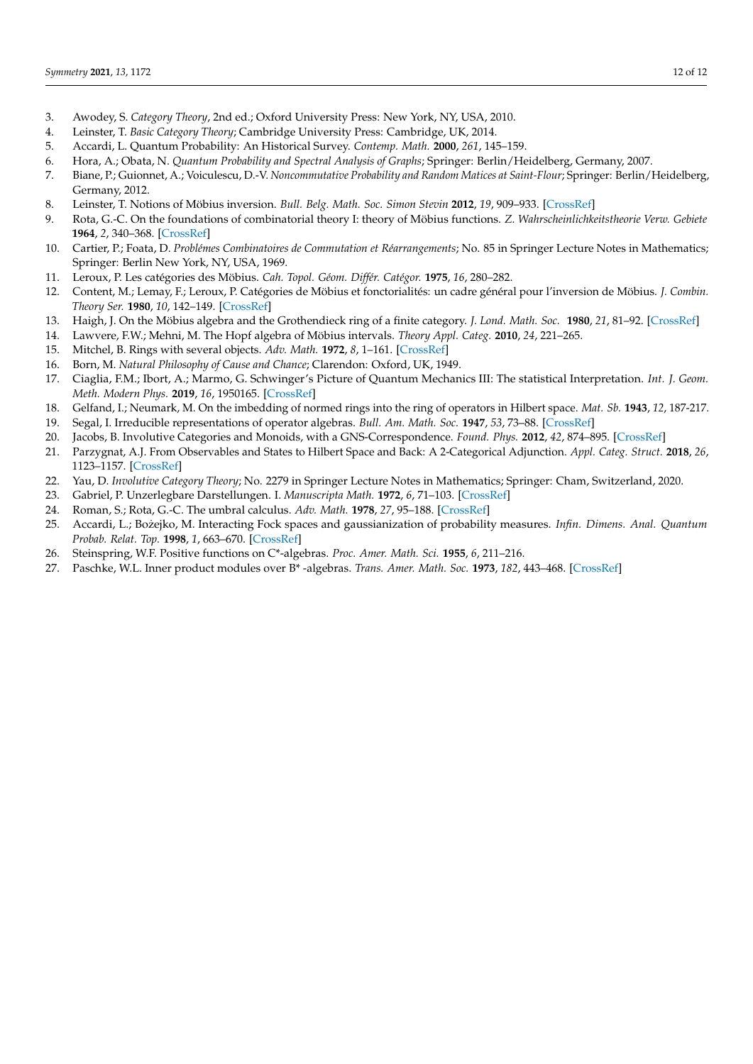3. Awodey, S. *Category Theory*, 2nd ed.; Oxford University Press: New York, NY, USA, 2010.
4. Leinster, T. *Basic Category Theory*; Cambridge University Press: Cambridge, UK, 2014.
5. Accardi, L. Quantum Probability: An Historical Survey. *Contemp. Math.* **2000**, *261*, 145–159.
6. Hora, A.; Obata, N. *Quantum Probability and Spectral Analysis of Graphs*; Springer: Berlin/Heidelberg, Germany, 2007.
7. Biane, P.; Guionnet, A.; Voiculescu, D.-V. *Noncommutative Probability and Random Matices at Saint-Flour*; Springer: Berlin/Heidelberg, Germany, 2012.
8. Leinster, T. Notions of Möbius inversion. *Bull. Belg. Math. Soc. Simon Stevin* **2012**, *19*, 909–933. [CrossRef]
9. Rota, G.-C. On the foundations of combinatorial theory I: theory of Möbius functions. *Z. Wahrscheinlichkeitstheorie Verw. Gebiete* **1964**, *2*, 340–368. [CrossRef]
10. Cartier, P.; Foata, D. *Problémes Combinatoires de Commutation et Réarrangements*; No. 85 in Springer Lecture Notes in Mathematics; Springer: Berlin New York, NY, USA, 1969.
11. Leroux, P. Les catégories des Möbius. *Cah. Topol. Géom. Différ. Catégor.* **1975**, *16*, 280–282.
12. Content, M.; Lemay, F.; Leroux, P. Catégories de Möbius et fonctorialités: un cadre général pour l'inversion de Möbius. *J. Combin. Theory Ser.* **1980**, *10*, 142–149. [CrossRef]
13. Haigh, J. On the Möbius algebra and the Grothendieck ring of a finite category. *J. Lond. Math. Soc.* **1980**, *21*, 81–92. [CrossRef]
14. Lawvere, F.W.; Mehni, M. The Hopf algebra of Möbius intervals. *Theory Appl. Categ.* **2010**, *24*, 221–265.
15. Mitchel, B. Rings with several objects. *Adv. Math.* **1972**, *8*, 1–161. [CrossRef]
16. Born, M. *Natural Philosophy of Cause and Chance*; Clarendon: Oxford, UK, 1949.
17. Ciaglia, F.M.; Ibort, A.; Marmo, G. Schwinger's Picture of Quantum Mechanics III: The statistical Interpretation. *Int. J. Geom. Meth. Modern Phys.* **2019**, *16*, 1950165. [CrossRef]
18. Gelfand, I.; Neumark, M. On the imbedding of normed rings into the ring of operators in Hilbert space. *Mat. Sb.* **1943**, *12*, 187-217.
19. Segal, I. Irreducible representations of operator algebras. *Bull. Am. Math. Soc.* **1947**, *53*, 73–88. [CrossRef]
20. Jacobs, B. Involutive Categories and Monoids, with a GNS-Correspondence. *Found. Phys.* **2012**, *42*, 874–895. [CrossRef]
21. Parzygnat, A.J. From Observables and States to Hilbert Space and Back: A 2-Categorical Adjunction. *Appl. Categ. Struct.* **2018**, *26*, 1123–1157. [CrossRef]
22. Yau, D. *Involutive Category Theory*; No. 2279 in Springer Lecture Notes in Mathematics; Springer: Cham, Switzerland, 2020.
23. Gabriel, P. Unzerlegbare Darstellungen. I. *Manuscripta Math.* **1972**, *6*, 71–103. [CrossRef]
24. Roman, S.; Rota, G.-C. The umbral calculus. *Adv. Math.* **1978**, *27*, 95–188. [CrossRef]
25. Accardi, L.; Bożejko, M. Interacting Fock spaces and gaussianization of probability measures. *Infin. Dimens. Anal. Quantum Probab. Relat. Top.* **1998**, *1*, 663–670. [CrossRef]
26. Steinspring, W.F. Positive functions on C*-algebras. *Proc. Amer. Math. Sci.* **1955**, *6*, 211–216.
27. Paschke, W.L. Inner product modules over B* -algebras. *Trans. Amer. Math. Soc.* **1973**, *182*, 443–468. [CrossRef]